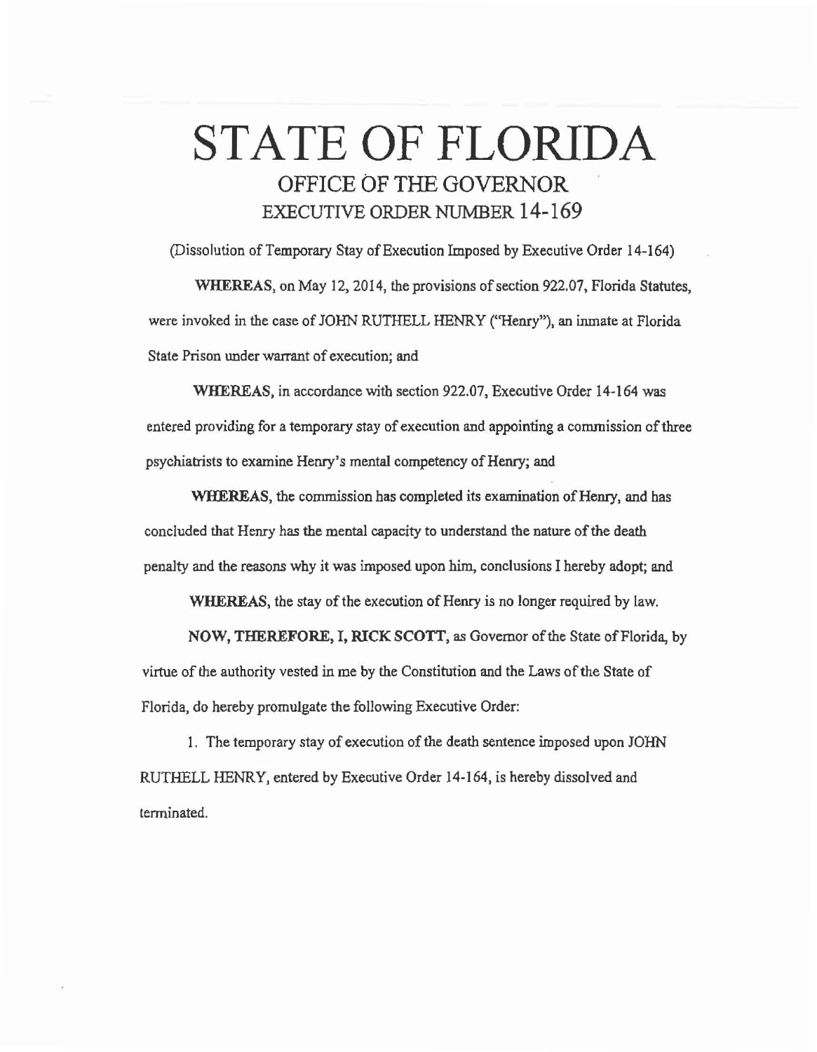# STATE OF FLORIDA

## OFFICE OF THE GOVERNOR

## EXECUTIVE ORDER NUMBER 14-169

(Dissolution of Temporary Stay of Execution Imposed by Executive Order 14-164)

**WHEREAS**, on May 12, 2014, the provisions of section 922.07, Florida Statutes, were invoked in the case of JOHN RUTHELL HENRY ("Henry"), an inmate at Florida State Prison under warrant of execution; and

**WHEREAS**, in accordance with section 922.07, Executive Order 14-164 was entered providing for a temporary stay of execution and appointing a commission of three psychiatrists to examine Henry's mental competency of Henry; and

**WHEREAS**, the commission has completed its examination of Henry, and has concluded that Henry has the mental capacity to understand the nature of the death penalty and the reasons why it was imposed upon him, conclusions I hereby adopt; and

**WHEREAS**, the stay of the execution of Henry is no longer required by law.

**NOW, THEREFORE, I, RICK SCOTT**, as Governor of the State of Florida, by virtue of the authority vested in me by the Constitution and the Laws of the State of Florida, do hereby promulgate the following Executive Order:

1. The temporary stay of execution of the death sentence imposed upon JOHN RUTHELL HENRY, entered by Executive Order 14-164, is hereby dissolved and terminated.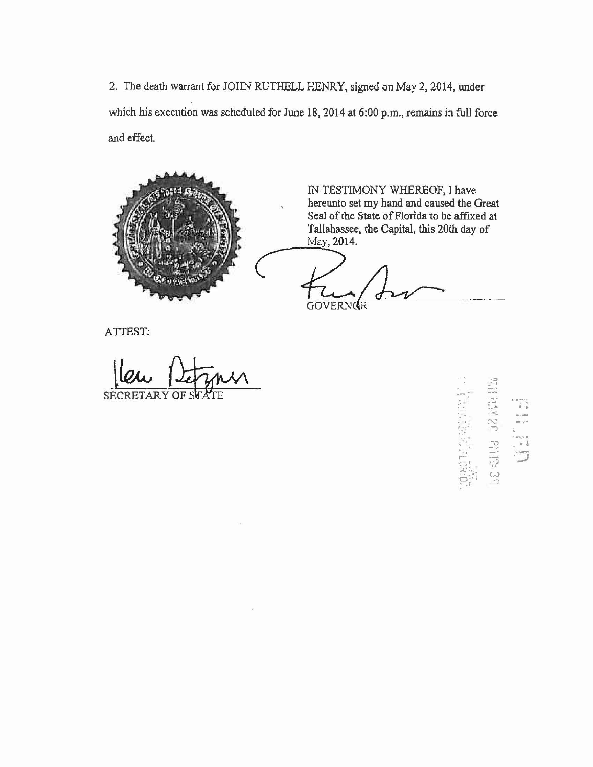2. The death warrant for JOHN RUTHELL HENRY, signed on May 2, 2014, under which his execution was scheduled for June 18, 2014 at 6:00 p.m., remains in full force and effect.

IN TESTIMONY WHEREOF, I have hereunto set my hand and caused the Great Seal of the State of Florida to be affixed at Tallahassee, the Capital, this 20th day of May, 2014.

GOVERNOR

ATTEST:

SECRETARY OF STATE

FILED

2014 MAY 20 PM 12:39

TALLAHASSEE, FLORIDA